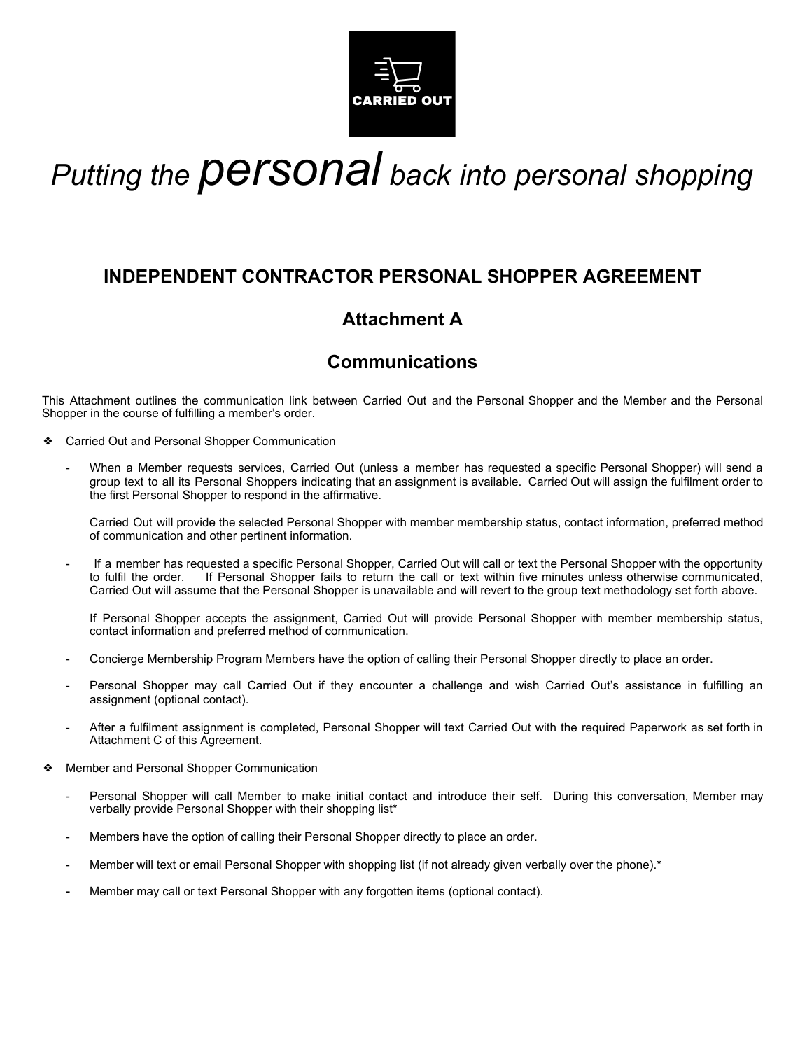CARRIED OUT

*Putting the personal back into personal shopping*

# INDEPENDENT CONTRACTOR PERSONAL SHOPPER AGREEMENT

## Attachment A

## Communications

This Attachment outlines the communication link between Carried Out and the Personal Shopper and the Member and the Personal Shopper in the course of fulfilling a member's order.

- Carried Out and Personal Shopper Communication

  - When a Member requests services, Carried Out (unless a member has requested a specific Personal Shopper) will send a group text to all its Personal Shoppers indicating that an assignment is available. Carried Out will assign the fulfilment order to the first Personal Shopper to respond in the affirmative.

    Carried Out will provide the selected Personal Shopper with member membership status, contact information, preferred method of communication and other pertinent information.

  - If a member has requested a specific Personal Shopper, Carried Out will call or text the Personal Shopper with the opportunity to fulfil the order. If Personal Shopper fails to return the call or text within five minutes unless otherwise communicated, Carried Out will assume that the Personal Shopper is unavailable and will revert to the group text methodology set forth above.

    If Personal Shopper accepts the assignment, Carried Out will provide Personal Shopper with member membership status, contact information and preferred method of communication.

  - Concierge Membership Program Members have the option of calling their Personal Shopper directly to place an order.

  - Personal Shopper may call Carried Out if they encounter a challenge and wish Carried Out's assistance in fulfilling an assignment (optional contact).

  - After a fulfilment assignment is completed, Personal Shopper will text Carried Out with the required Paperwork as set forth in Attachment C of this Agreement.

- Member and Personal Shopper Communication

  - Personal Shopper will call Member to make initial contact and introduce their self. During this conversation, Member may verbally provide Personal Shopper with their shopping list*

  - Members have the option of calling their Personal Shopper directly to place an order.

  - Member will text or email Personal Shopper with shopping list (if not already given verbally over the phone).*

  - Member may call or text Personal Shopper with any forgotten items (optional contact).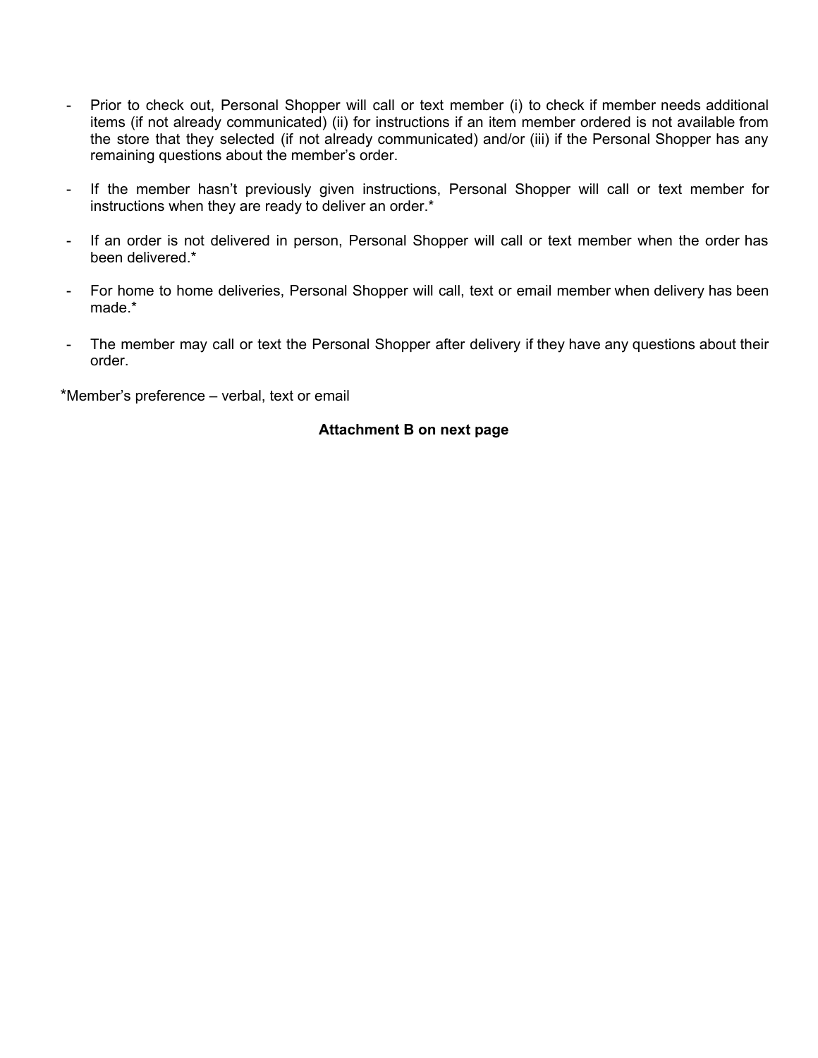- Prior to check out, Personal Shopper will call or text member (i) to check if member needs additional items (if not already communicated) (ii) for instructions if an item member ordered is not available from the store that they selected (if not already communicated) and/or (iii) if the Personal Shopper has any remaining questions about the member's order.

- If the member hasn't previously given instructions, Personal Shopper will call or text member for instructions when they are ready to deliver an order.*

- If an order is not delivered in person, Personal Shopper will call or text member when the order has been delivered.*

- For home to home deliveries, Personal Shopper will call, text or email member when delivery has been made.*

- The member may call or text the Personal Shopper after delivery if they have any questions about their order.

*Member's preference – verbal, text or email

**Attachment B on next page**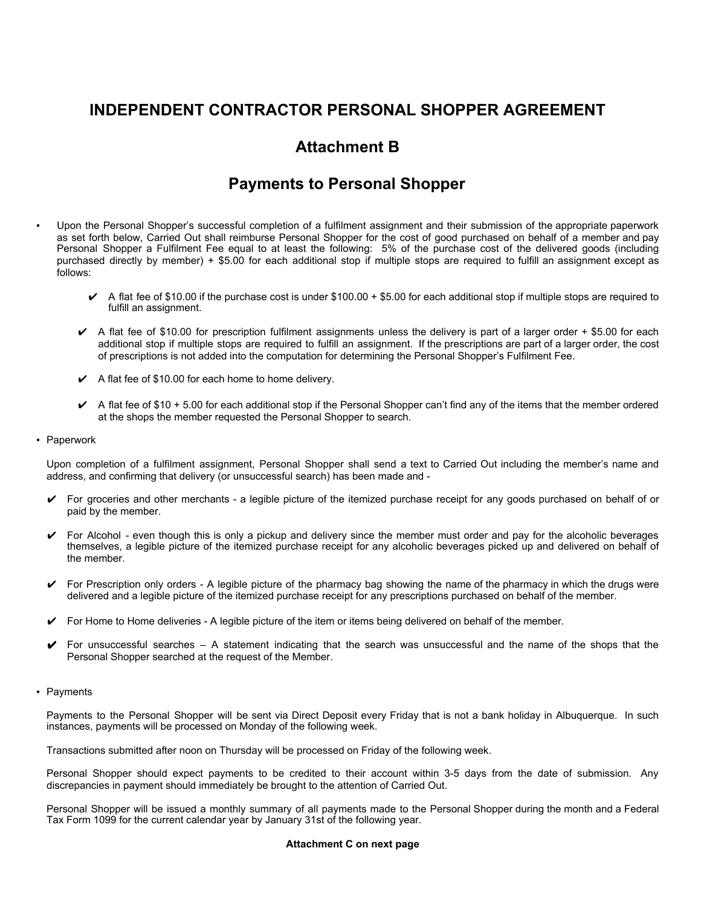# INDEPENDENT CONTRACTOR PERSONAL SHOPPER AGREEMENT

## Attachment B

## Payments to Personal Shopper

- Upon the Personal Shopper's successful completion of a fulfilment assignment and their submission of the appropriate paperwork as set forth below, Carried Out shall reimburse Personal Shopper for the cost of good purchased on behalf of a member and pay Personal Shopper a Fulfilment Fee equal to at least the following: 5% of the purchase cost of the delivered goods (including purchased directly by member) + $5.00 for each additional stop if multiple stops are required to fulfill an assignment except as follows:

  - ✔ A flat fee of $10.00 if the purchase cost is under $100.00 + $5.00 for each additional stop if multiple stops are required to fulfill an assignment.
  - ✔ A flat fee of $10.00 for prescription fulfilment assignments unless the delivery is part of a larger order + $5.00 for each additional stop if multiple stops are required to fulfill an assignment. If the prescriptions are part of a larger order, the cost of prescriptions is not added into the computation for determining the Personal Shopper's Fulfilment Fee.
  - ✔ A flat fee of $10.00 for each home to home delivery.
  - ✔ A flat fee of $10 + 5.00 for each additional stop if the Personal Shopper can't find any of the items that the member ordered at the shops the member requested the Personal Shopper to search.

- Paperwork

  Upon completion of a fulfilment assignment, Personal Shopper shall send a text to Carried Out including the member's name and address, and confirming that delivery (or unsuccessful search) has been made and -

  - ✔ For groceries and other merchants - a legible picture of the itemized purchase receipt for any goods purchased on behalf of or paid by the member.
  - ✔ For Alcohol - even though this is only a pickup and delivery since the member must order and pay for the alcoholic beverages themselves, a legible picture of the itemized purchase receipt for any alcoholic beverages picked up and delivered on behalf of the member.
  - ✔ For Prescription only orders - A legible picture of the pharmacy bag showing the name of the pharmacy in which the drugs were delivered and a legible picture of the itemized purchase receipt for any prescriptions purchased on behalf of the member.
  - ✔ For Home to Home deliveries - A legible picture of the item or items being delivered on behalf of the member.
  - ✔ For unsuccessful searches – A statement indicating that the search was unsuccessful and the name of the shops that the Personal Shopper searched at the request of the Member.

- Payments

  Payments to the Personal Shopper will be sent via Direct Deposit every Friday that is not a bank holiday in Albuquerque. In such instances, payments will be processed on Monday of the following week.

  Transactions submitted after noon on Thursday will be processed on Friday of the following week.

  Personal Shopper should expect payments to be credited to their account within 3-5 days from the date of submission. Any discrepancies in payment should immediately be brought to the attention of Carried Out.

  Personal Shopper will be issued a monthly summary of all payments made to the Personal Shopper during the month and a Federal Tax Form 1099 for the current calendar year by January 31st of the following year.

**Attachment C on next page**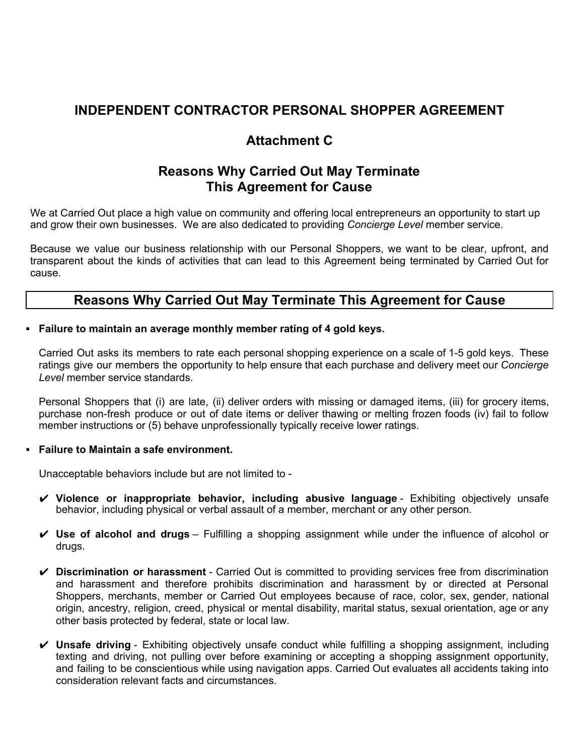# INDEPENDENT CONTRACTOR PERSONAL SHOPPER AGREEMENT

## Attachment C

## Reasons Why Carried Out May Terminate This Agreement for Cause

We at Carried Out place a high value on community and offering local entrepreneurs an opportunity to start up and grow their own businesses. We are also dedicated to providing *Concierge Level* member service.

Because we value our business relationship with our Personal Shoppers, we want to be clear, upfront, and transparent about the kinds of activities that can lead to this Agreement being terminated by Carried Out for cause.

## Reasons Why Carried Out May Terminate This Agreement for Cause

- **Failure to maintain an average monthly member rating of 4 gold keys.**

  Carried Out asks its members to rate each personal shopping experience on a scale of 1-5 gold keys. These ratings give our members the opportunity to help ensure that each purchase and delivery meet our *Concierge Level* member service standards.

  Personal Shoppers that (i) are late, (ii) deliver orders with missing or damaged items, (iii) for grocery items, purchase non-fresh produce or out of date items or deliver thawing or melting frozen foods (iv) fail to follow member instructions or (5) behave unprofessionally typically receive lower ratings.

- **Failure to Maintain a safe environment.**

  Unacceptable behaviors include but are not limited to -

  - ✔ **Violence or inappropriate behavior, including abusive language** - Exhibiting objectively unsafe behavior, including physical or verbal assault of a member, merchant or any other person.

  - ✔ **Use of alcohol and drugs** – Fulfilling a shopping assignment while under the influence of alcohol or drugs.

  - ✔ **Discrimination or harassment** - Carried Out is committed to providing services free from discrimination and harassment and therefore prohibits discrimination and harassment by or directed at Personal Shoppers, merchants, member or Carried Out employees because of race, color, sex, gender, national origin, ancestry, religion, creed, physical or mental disability, marital status, sexual orientation, age or any other basis protected by federal, state or local law.

  - ✔ **Unsafe driving** - Exhibiting objectively unsafe conduct while fulfilling a shopping assignment, including texting and driving, not pulling over before examining or accepting a shopping assignment opportunity, and failing to be conscientious while using navigation apps. Carried Out evaluates all accidents taking into consideration relevant facts and circumstances.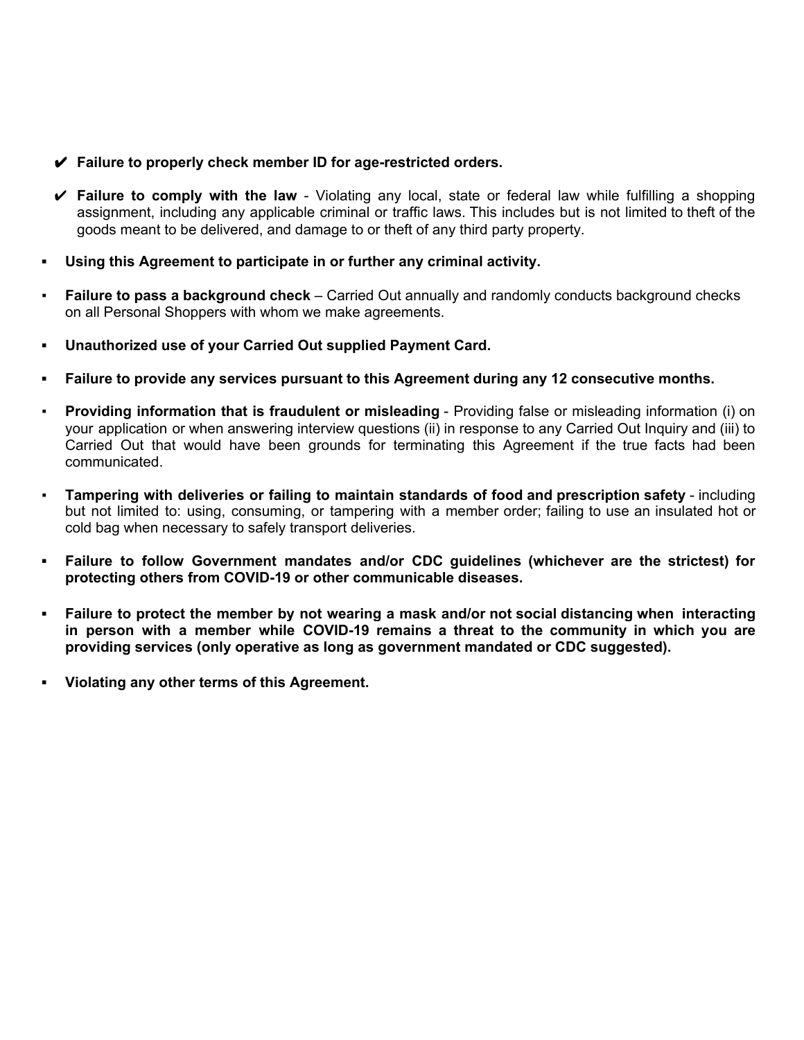- ✔ **Failure to properly check member ID for age-restricted orders.**
- ✔ **Failure to comply with the law** - Violating any local, state or federal law while fulfilling a shopping assignment, including any applicable criminal or traffic laws. This includes but is not limited to theft of the goods meant to be delivered, and damage to or theft of any third party property.

- **Using this Agreement to participate in or further any criminal activity.**
- **Failure to pass a background check** – Carried Out annually and randomly conducts background checks on all Personal Shoppers with whom we make agreements.
- **Unauthorized use of your Carried Out supplied Payment Card.**
- **Failure to provide any services pursuant to this Agreement during any 12 consecutive months.**
- **Providing information that is fraudulent or misleading** - Providing false or misleading information (i) on your application or when answering interview questions (ii) in response to any Carried Out Inquiry and (iii) to Carried Out that would have been grounds for terminating this Agreement if the true facts had been communicated.
- **Tampering with deliveries or failing to maintain standards of food and prescription safety** - including but not limited to: using, consuming, or tampering with a member order; failing to use an insulated hot or cold bag when necessary to safely transport deliveries.
- **Failure to follow Government mandates and/or CDC guidelines (whichever are the strictest) for protecting others from COVID-19 or other communicable diseases.**
- **Failure to protect the member by not wearing a mask and/or not social distancing when interacting in person with a member while COVID-19 remains a threat to the community in which you are providing services (only operative as long as government mandated or CDC suggested).**
- **Violating any other terms of this Agreement.**